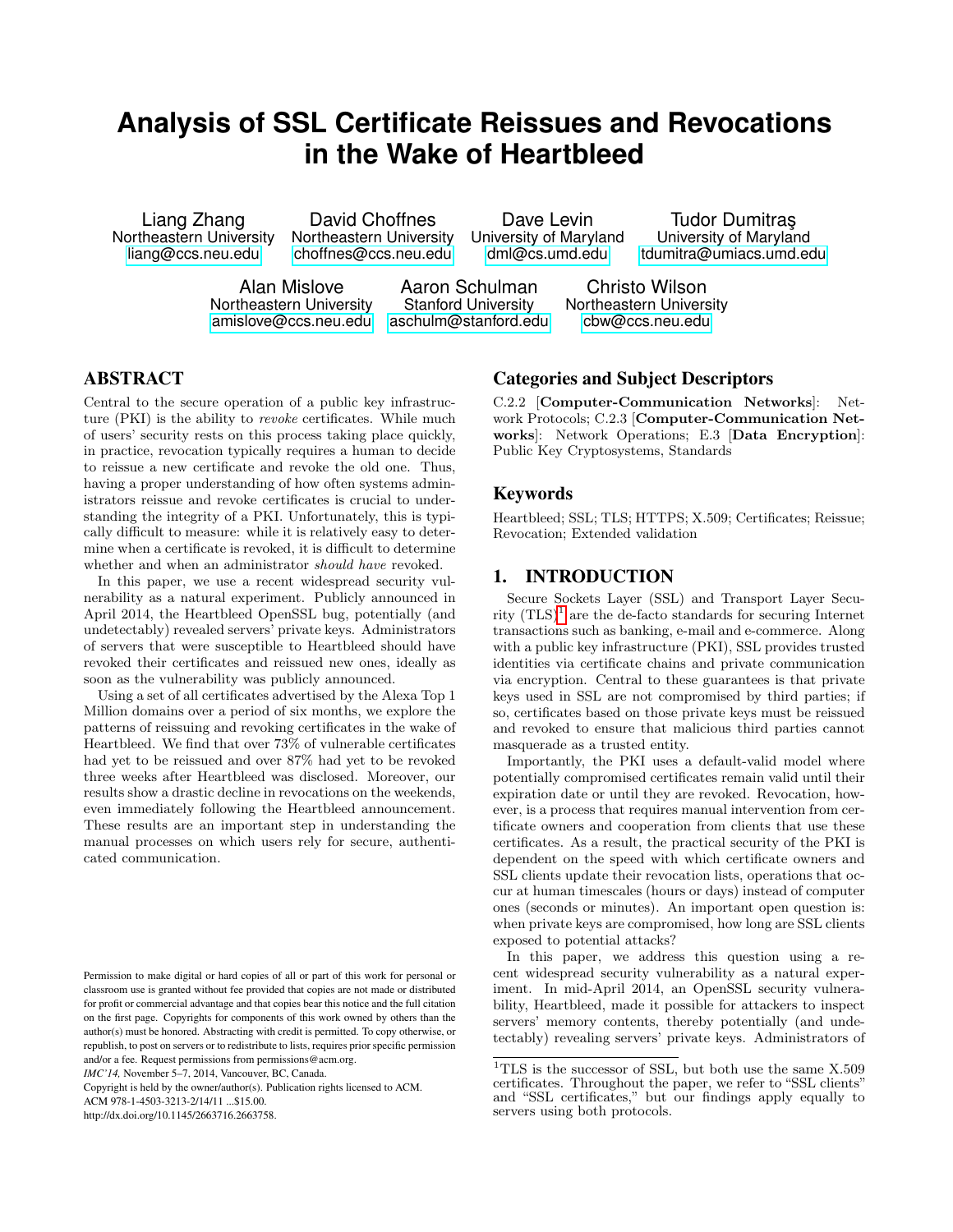# Analysis of SSL Certificate Reissues and Revocations in the Wake of Heartbleed

Liang Zhang
Northeastern University
liang@ccs.neu.edu

David Choffnes
Northeastern University
choffnes@ccs.neu.edu

Dave Levin
University of Maryland
dml@cs.umd.edu

Tudor Dumitraş
University of Maryland
tdumitra@umiacs.umd.edu

Alan Mislove
Northeastern University
amislove@ccs.neu.edu

Aaron Schulman
Stanford University
aschulm@stanford.edu

Christo Wilson
Northeastern University
cbw@ccs.neu.edu

## ABSTRACT

Central to the secure operation of a public key infrastructure (PKI) is the ability to *revoke* certificates. While much of users' security rests on this process taking place quickly, in practice, revocation typically requires a human to decide to reissue a new certificate and revoke the old one. Thus, having a proper understanding of how often systems administrators reissue and revoke certificates is crucial to understanding the integrity of a PKI. Unfortunately, this is typically difficult to measure: while it is relatively easy to determine when a certificate is revoked, it is difficult to determine whether and when an administrator *should have* revoked.

In this paper, we use a recent widespread security vulnerability as a natural experiment. Publicly announced in April 2014, the Heartbleed OpenSSL bug, potentially (and undetectably) revealed servers' private keys. Administrators of servers that were susceptible to Heartbleed should have revoked their certificates and reissued new ones, ideally as soon as the vulnerability was publicly announced.

Using a set of all certificates advertised by the Alexa Top 1 Million domains over a period of six months, we explore the patterns of reissuing and revoking certificates in the wake of Heartbleed. We find that over 73% of vulnerable certificates had yet to be reissued and over 87% had yet to be revoked three weeks after Heartbleed was disclosed. Moreover, our results show a drastic decline in revocations on the weekends, even immediately following the Heartbleed announcement. These results are an important step in understanding the manual processes on which users rely for secure, authenticated communication.

Permission to make digital or hard copies of all or part of this work for personal or classroom use is granted without fee provided that copies are not made or distributed for profit or commercial advantage and that copies bear this notice and the full citation on the first page. Copyrights for components of this work owned by others than the author(s) must be honored. Abstracting with credit is permitted. To copy otherwise, or republish, to post on servers or to redistribute to lists, requires prior specific permission and/or a fee. Request permissions from permissions@acm.org.
*IMC'14,* November 5–7, 2014, Vancouver, BC, Canada.
Copyright is held by the owner/author(s). Publication rights licensed to ACM.
ACM 978-1-4503-3213-2/14/11 ...$15.00.
http://dx.doi.org/10.1145/2663716.2663758.

## Categories and Subject Descriptors

C.2.2 [**Computer-Communication Networks**]: Network Protocols; C.2.3 [**Computer-Communication Networks**]: Network Operations; E.3 [**Data Encryption**]: Public Key Cryptosystems, Standards

## Keywords

Heartbleed; SSL; TLS; HTTPS; X.509; Certificates; Reissue; Revocation; Extended validation

## 1. INTRODUCTION

Secure Sockets Layer (SSL) and Transport Layer Security (TLS)[1] are the de-facto standards for securing Internet transactions such as banking, e-mail and e-commerce. Along with a public key infrastructure (PKI), SSL provides trusted identities via certificate chains and private communication via encryption. Central to these guarantees is that private keys used in SSL are not compromised by third parties; if so, certificates based on those private keys must be reissued and revoked to ensure that malicious third parties cannot masquerade as a trusted entity.

Importantly, the PKI uses a default-valid model where potentially compromised certificates remain valid until their expiration date or until they are revoked. Revocation, however, is a process that requires manual intervention from certificate owners and cooperation from clients that use these certificates. As a result, the practical security of the PKI is dependent on the speed with which certificate owners and SSL clients update their revocation lists, operations that occur at human timescales (hours or days) instead of computer ones (seconds or minutes). An important open question is: when private keys are compromised, how long are SSL clients exposed to potential attacks?

In this paper, we address this question using a recent widespread security vulnerability as a natural experiment. In mid-April 2014, an OpenSSL security vulnerability, Heartbleed, made it possible for attackers to inspect servers' memory contents, thereby potentially (and undetectably) revealing servers' private keys. Administrators of

[1]TLS is the successor of SSL, but both use the same X.509 certificates. Throughout the paper, we refer to "SSL clients" and "SSL certificates," but our findings apply equally to servers using both protocols.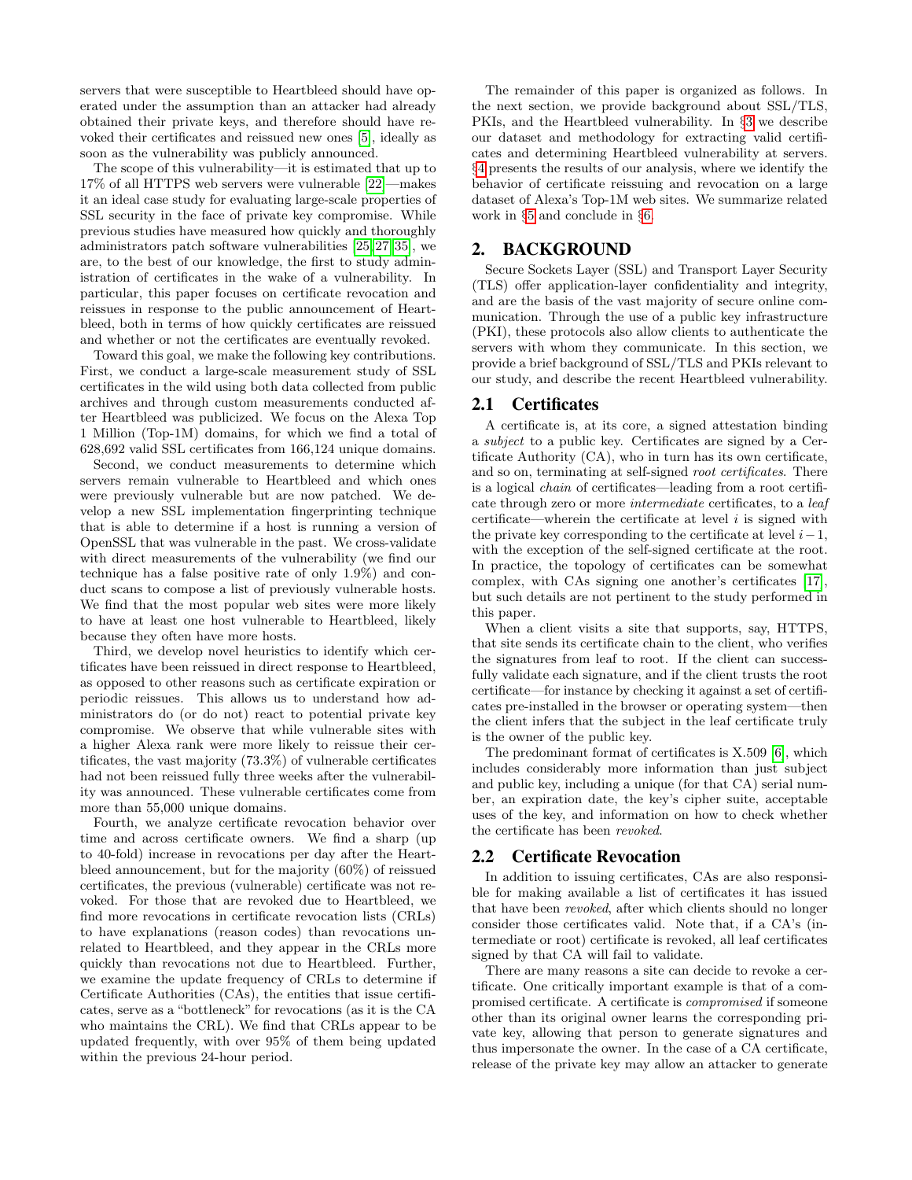servers that were susceptible to Heartbleed should have operated under the assumption than an attacker had already obtained their private keys, and therefore should have revoked their certificates and reissued new ones [5], ideally as soon as the vulnerability was publicly announced.

The scope of this vulnerability—it is estimated that up to 17% of all HTTPS web servers were vulnerable [22]—makes it an ideal case study for evaluating large-scale properties of SSL security in the face of private key compromise. While previous studies have measured how quickly and thoroughly administrators patch software vulnerabilities [25, 27, 35], we are, to the best of our knowledge, the first to study administration of certificates in the wake of a vulnerability. In particular, this paper focuses on certificate revocation and reissues in response to the public announcement of Heartbleed, both in terms of how quickly certificates are reissued and whether or not the certificates are eventually revoked.

Toward this goal, we make the following key contributions. First, we conduct a large-scale measurement study of SSL certificates in the wild using both data collected from public archives and through custom measurements conducted after Heartbleed was publicized. We focus on the Alexa Top 1 Million (Top-1M) domains, for which we find a total of 628,692 valid SSL certificates from 166,124 unique domains.

Second, we conduct measurements to determine which servers remain vulnerable to Heartbleed and which ones were previously vulnerable but are now patched. We develop a new SSL implementation fingerprinting technique that is able to determine if a host is running a version of OpenSSL that was vulnerable in the past. We cross-validate with direct measurements of the vulnerability (we find our technique has a false positive rate of only 1.9%) and conduct scans to compose a list of previously vulnerable hosts. We find that the most popular web sites were more likely to have at least one host vulnerable to Heartbleed, likely because they often have more hosts.

Third, we develop novel heuristics to identify which certificates have been reissued in direct response to Heartbleed, as opposed to other reasons such as certificate expiration or periodic reissues. This allows us to understand how administrators do (or do not) react to potential private key compromise. We observe that while vulnerable sites with a higher Alexa rank were more likely to reissue their certificates, the vast majority (73.3%) of vulnerable certificates had not been reissued fully three weeks after the vulnerability was announced. These vulnerable certificates come from more than 55,000 unique domains.

Fourth, we analyze certificate revocation behavior over time and across certificate owners. We find a sharp (up to 40-fold) increase in revocations per day after the Heartbleed announcement, but for the majority (60%) of reissued certificates, the previous (vulnerable) certificate was not revoked. For those that are revoked due to Heartbleed, we find more revocations in certificate revocation lists (CRLs) to have explanations (reason codes) than revocations unrelated to Heartbleed, and they appear in the CRLs more quickly than revocations not due to Heartbleed. Further, we examine the update frequency of CRLs to determine if Certificate Authorities (CAs), the entities that issue certificates, serve as a "bottleneck" for revocations (as it is the CA who maintains the CRL). We find that CRLs appear to be updated frequently, with over 95% of them being updated within the previous 24-hour period.

The remainder of this paper is organized as follows. In the next section, we provide background about SSL/TLS, PKIs, and the Heartbleed vulnerability. In §3 we describe our dataset and methodology for extracting valid certificates and determining Heartbleed vulnerability at servers. §4 presents the results of our analysis, where we identify the behavior of certificate reissuing and revocation on a large dataset of Alexa's Top-1M web sites. We summarize related work in §5 and conclude in §6.

## 2. BACKGROUND

Secure Sockets Layer (SSL) and Transport Layer Security (TLS) offer application-layer confidentiality and integrity, and are the basis of the vast majority of secure online communication. Through the use of a public key infrastructure (PKI), these protocols also allow clients to authenticate the servers with whom they communicate. In this section, we provide a brief background of SSL/TLS and PKIs relevant to our study, and describe the recent Heartbleed vulnerability.

### 2.1 Certificates

A certificate is, at its core, a signed attestation binding a *subject* to a public key. Certificates are signed by a Certificate Authority (CA), who in turn has its own certificate, and so on, terminating at self-signed *root certificates*. There is a logical *chain* of certificates—leading from a root certificate through zero or more *intermediate* certificates, to a *leaf* certificate—wherein the certificate at level $i$ is signed with the private key corresponding to the certificate at level $i-1$, with the exception of the self-signed certificate at the root. In practice, the topology of certificates can be somewhat complex, with CAs signing one another's certificates [17], but such details are not pertinent to the study performed in this paper.

When a client visits a site that supports, say, HTTPS, that site sends its certificate chain to the client, who verifies the signatures from leaf to root. If the client can successfully validate each signature, and if the client trusts the root certificate—for instance by checking it against a set of certificates pre-installed in the browser or operating system—then the client infers that the subject in the leaf certificate truly is the owner of the public key.

The predominant format of certificates is X.509 [6], which includes considerably more information than just subject and public key, including a unique (for that CA) serial number, an expiration date, the key's cipher suite, acceptable uses of the key, and information on how to check whether the certificate has been *revoked*.

### 2.2 Certificate Revocation

In addition to issuing certificates, CAs are also responsible for making available a list of certificates it has issued that have been *revoked*, after which clients should no longer consider those certificates valid. Note that, if a CA's (intermediate or root) certificate is revoked, all leaf certificates signed by that CA will fail to validate.

There are many reasons a site can decide to revoke a certificate. One critically important example is that of a compromised certificate. A certificate is *compromised* if someone other than its original owner learns the corresponding private key, allowing that person to generate signatures and thus impersonate the owner. In the case of a CA certificate, release of the private key may allow an attacker to generate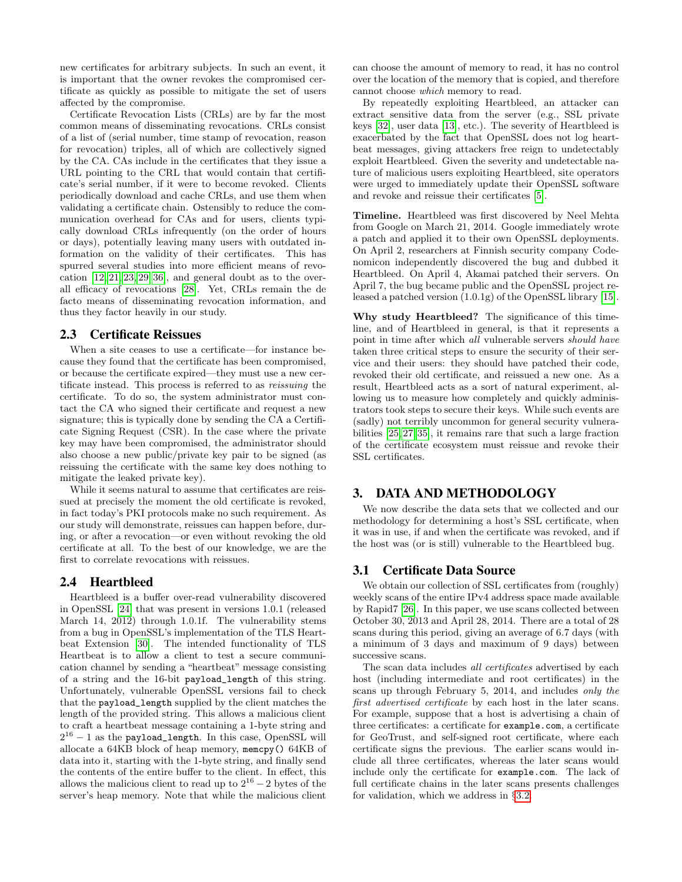new certificates for arbitrary subjects. In such an event, it is important that the owner revokes the compromised certificate as quickly as possible to mitigate the set of users affected by the compromise.

Certificate Revocation Lists (CRLs) are by far the most common means of disseminating revocations. CRLs consist of a list of (serial number, time stamp of revocation, reason for revocation) triples, all of which are collectively signed by the CA. CAs include in the certificates that they issue a URL pointing to the CRL that would contain that certificate's serial number, if it were to become revoked. Clients periodically download and cache CRLs, and use them when validating a certificate chain. Ostensibly to reduce the communication overhead for CAs and for users, clients typically download CRLs infrequently (on the order of hours or days), potentially leaving many users with outdated information on the validity of their certificates. This has spurred several studies into more efficient means of revocation [12, 21, 23, 29, 36], and general doubt as to the overall efficacy of revocations [28]. Yet, CRLs remain the de facto means of disseminating revocation information, and thus they factor heavily in our study.

## 2.3 Certificate Reissues

When a site ceases to use a certificate—for instance because they found that the certificate has been compromised, or because the certificate expired—they must use a new certificate instead. This process is referred to as *reissuing* the certificate. To do so, the system administrator must contact the CA who signed their certificate and request a new signature; this is typically done by sending the CA a Certificate Signing Request (CSR). In the case where the private key may have been compromised, the administrator should also choose a new public/private key pair to be signed (as reissuing the certificate with the same key does nothing to mitigate the leaked private key).

While it seems natural to assume that certificates are reissued at precisely the moment the old certificate is revoked, in fact today's PKI protocols make no such requirement. As our study will demonstrate, reissues can happen before, during, or after a revocation—or even without revoking the old certificate at all. To the best of our knowledge, we are the first to correlate revocations with reissues.

## 2.4 Heartbleed

Heartbleed is a buffer over-read vulnerability discovered in OpenSSL [24] that was present in versions 1.0.1 (released March 14, 2012) through 1.0.1f. The vulnerability stems from a bug in OpenSSL's implementation of the TLS Heartbeat Extension [30]. The intended functionality of TLS Heartbeat is to allow a client to test a secure communication channel by sending a "heartbeat" message consisting of a string and the 16-bit `payload_length` of this string. Unfortunately, vulnerable OpenSSL versions fail to check that the `payload_length` supplied by the client matches the length of the provided string. This allows a malicious client to craft a heartbeat message containing a 1-byte string and $2^{16} - 1$ as the `payload_length`. In this case, OpenSSL will allocate a 64KB block of heap memory, `memcpy()` 64KB of data into it, starting with the 1-byte string, and finally send the contents of the entire buffer to the client. In effect, this allows the malicious client to read up to $2^{16} - 2$ bytes of the server's heap memory. Note that while the malicious client can choose the amount of memory to read, it has no control over the location of the memory that is copied, and therefore cannot choose *which* memory to read.

By repeatedly exploiting Heartbleed, an attacker can extract sensitive data from the server (e.g., SSL private keys [32], user data [13], etc.). The severity of Heartbleed is exacerbated by the fact that OpenSSL does not log heartbeat messages, giving attackers free reign to undetectably exploit Heartbleed. Given the severity and undetectable nature of malicious users exploiting Heartbleed, site operators were urged to immediately update their OpenSSL software and revoke and reissue their certificates [5].

**Timeline.** Heartbleed was first discovered by Neel Mehta from Google on March 21, 2014. Google immediately wrote a patch and applied it to their own OpenSSL deployments. On April 2, researchers at Finnish security company Codenomicon independently discovered the bug and dubbed it Heartbleed. On April 4, Akamai patched their servers. On April 7, the bug became public and the OpenSSL project released a patched version (1.0.1g) of the OpenSSL library [15].

**Why study Heartbleed?** The significance of this timeline, and of Heartbleed in general, is that it represents a point in time after which *all* vulnerable servers *should have* taken three critical steps to ensure the security of their service and their users: they should have patched their code, revoked their old certificate, and reissued a new one. As a result, Heartbleed acts as a sort of natural experiment, allowing us to measure how completely and quickly administrators took steps to secure their keys. While such events are (sadly) not terribly uncommon for general security vulnerabilities [25, 27, 35], it remains rare that such a large fraction of the certificate ecosystem must reissue and revoke their SSL certificates.

# 3. DATA AND METHODOLOGY

We now describe the data sets that we collected and our methodology for determining a host's SSL certificate, when it was in use, if and when the certificate was revoked, and if the host was (or is still) vulnerable to the Heartbleed bug.

## 3.1 Certificate Data Source

We obtain our collection of SSL certificates from (roughly) weekly scans of the entire IPv4 address space made available by Rapid7 [26]. In this paper, we use scans collected between October 30, 2013 and April 28, 2014. There are a total of 28 scans during this period, giving an average of 6.7 days (with a minimum of 3 days and maximum of 9 days) between successive scans.

The scan data includes *all certificates* advertised by each host (including intermediate and root certificates) in the scans up through February 5, 2014, and includes *only the first advertised certificate* by each host in the later scans. For example, suppose that a host is advertising a chain of three certificates: a certificate for `example.com`, a certificate for GeoTrust, and self-signed root certificate, where each certificate signs the previous. The earlier scans would include all three certificates, whereas the later scans would include only the certificate for `example.com`. The lack of full certificate chains in the later scans presents challenges for validation, which we address in §3.2.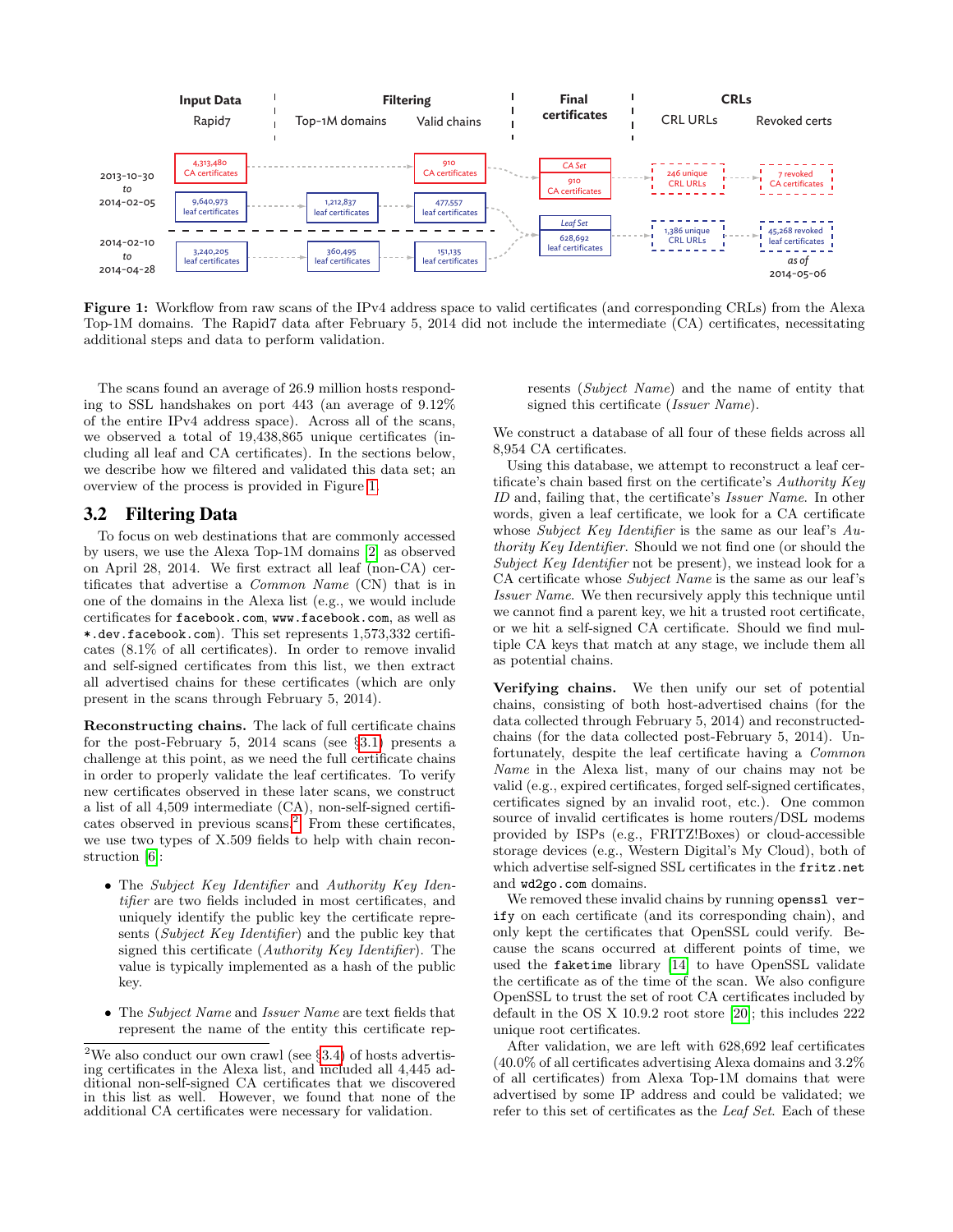**Figure 1:** Workflow from raw scans of the IPv4 address space to valid certificates (and corresponding CRLs) from the Alexa Top-1M domains. The Rapid7 data after February 5, 2014 did not include the intermediate (CA) certificates, necessitating additional steps and data to perform validation.

The scans found an average of 26.9 million hosts responding to SSL handshakes on port 443 (an average of 9.12% of the entire IPv4 address space). Across all of the scans, we observed a total of 19,438,865 unique certificates (including all leaf and CA certificates). In the sections below, we describe how we filtered and validated this data set; an overview of the process is provided in Figure 1.

## 3.2 Filtering Data

To focus on web destinations that are commonly accessed by users, we use the Alexa Top-1M domains [2] as observed on April 28, 2014. We first extract all leaf (non-CA) certificates that advertise a *Common Name* (CN) that is in one of the domains in the Alexa list (e.g., we would include certificates for `facebook.com`, `www.facebook.com`, as well as `*.dev.facebook.com`). This set represents 1,573,332 certificates (8.1% of all certificates). In order to remove invalid and self-signed certificates from this list, we then extract all advertised chains for these certificates (which are only present in the scans through February 5, 2014).

**Reconstructing chains.** The lack of full certificate chains for the post-February 5, 2014 scans (see §3.1) presents a challenge at this point, as we need the full certificate chains in order to properly validate the leaf certificates. To verify new certificates observed in these later scans, we construct a list of all 4,509 intermediate (CA), non-self-signed certificates observed in previous scans.[2] From these certificates, we use two types of X.509 fields to help with chain reconstruction [6]:

- The *Subject Key Identifier* and *Authority Key Identifier* are two fields included in most certificates, and uniquely identify the public key the certificate represents (*Subject Key Identifier*) and the public key that signed this certificate (*Authority Key Identifier*). The value is typically implemented as a hash of the public key.
- The *Subject Name* and *Issuer Name* are text fields that represent the name of the entity this certificate represents (*Subject Name*) and the name of entity that signed this certificate (*Issuer Name*).

We construct a database of all four of these fields across all 8,954 CA certificates.

Using this database, we attempt to reconstruct a leaf certificate's chain based first on the certificate's *Authority Key ID* and, failing that, the certificate's *Issuer Name*. In other words, given a leaf certificate, we look for a CA certificate whose *Subject Key Identifier* is the same as our leaf's *Authority Key Identifier*. Should we not find one (or should the *Subject Key Identifier* not be present), we instead look for a CA certificate whose *Subject Name* is the same as our leaf's *Issuer Name*. We then recursively apply this technique until we cannot find a parent key, we hit a trusted root certificate, or we hit a self-signed CA certificate. Should we find multiple CA keys that match at any stage, we include them all as potential chains.

**Verifying chains.** We then unify our set of potential chains, consisting of both host-advertised chains (for the data collected through February 5, 2014) and reconstructed-chains (for the data collected post-February 5, 2014). Unfortunately, despite the leaf certificate having a *Common Name* in the Alexa list, many of our chains may not be valid (e.g., expired certificates, forged self-signed certificates, certificates signed by an invalid root, etc.). One common source of invalid certificates is home routers/DSL modems provided by ISPs (e.g., FRITZ!Boxes) or cloud-accessible storage devices (e.g., Western Digital's My Cloud), both of which advertise self-signed SSL certificates in the `fritz.net` and `wd2go.com` domains.

We removed these invalid chains by running `openssl verify` on each certificate (and its corresponding chain), and only kept the certificates that OpenSSL could verify. Because the scans occurred at different points of time, we used the `faketime` library [14] to have OpenSSL validate the certificate as of the time of the scan. We also configure OpenSSL to trust the set of root CA certificates included by default in the OS X 10.9.2 root store [20]; this includes 222 unique root certificates.

After validation, we are left with 628,692 leaf certificates (40.0% of all certificates advertising Alexa domains and 3.2% of all certificates) from Alexa Top-1M domains that were advertised by some IP address and could be validated; we refer to this set of certificates as the *Leaf Set*. Each of these

[2] We also conduct our own crawl (see §3.4) of hosts advertising certificates in the Alexa list, and included all 4,445 additional non-self-signed CA certificates that we discovered in this list as well. However, we found that none of the additional CA certificates were necessary for validation.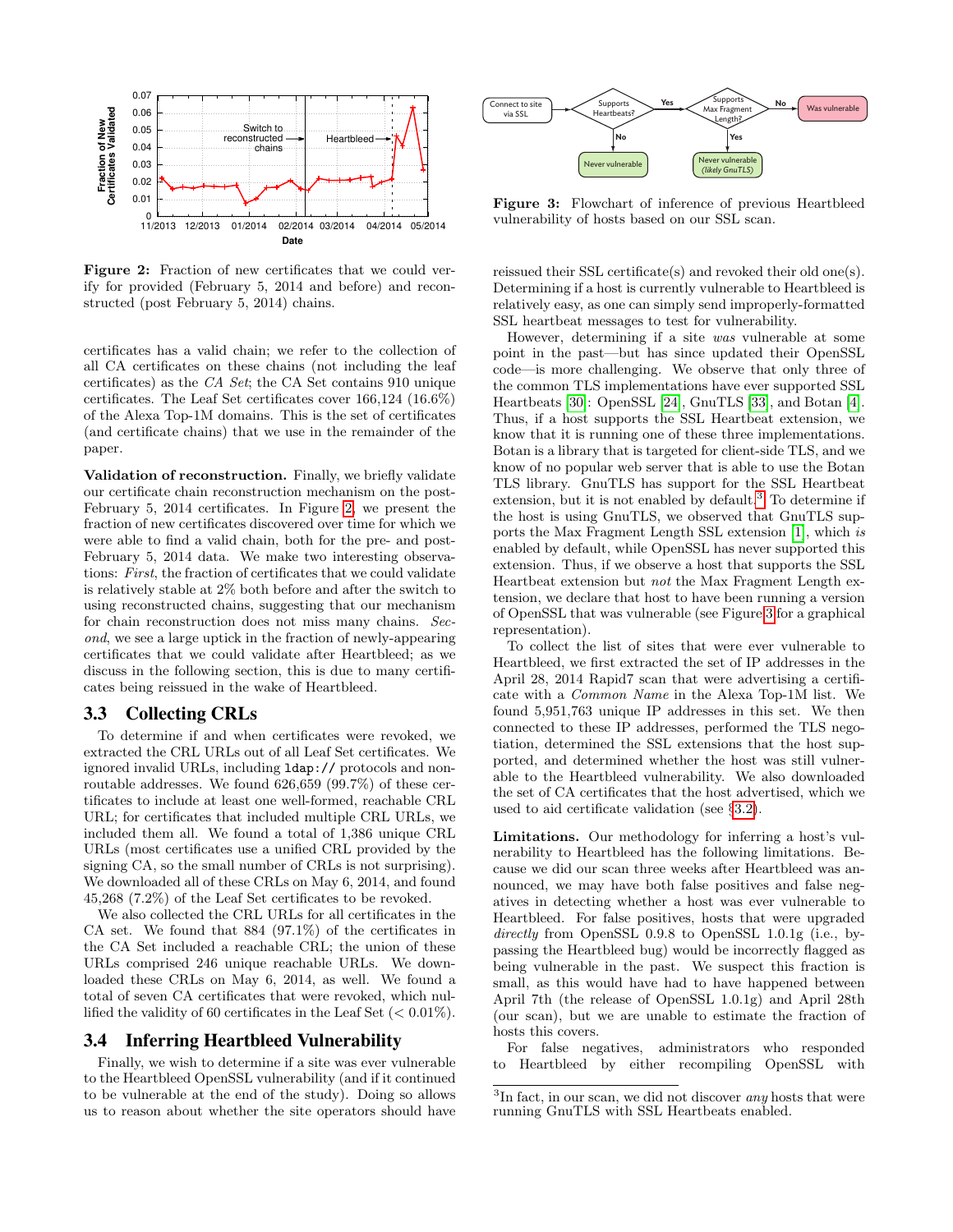Figure 2: Fraction of new certificates that we could verify for provided (February 5, 2014 and before) and reconstructed (post February 5, 2014) chains.

certificates has a valid chain; we refer to the collection of all CA certificates on these chains (not including the leaf certificates) as the *CA Set*; the CA Set contains 910 unique certificates. The Leaf Set certificates cover 166,124 (16.6%) of the Alexa Top-1M domains. This is the set of certificates (and certificate chains) that we use in the remainder of the paper.

**Validation of reconstruction.** Finally, we briefly validate our certificate chain reconstruction mechanism on the post-February 5, 2014 certificates. In Figure 2, we present the fraction of new certificates discovered over time for which we were able to find a valid chain, both for the pre- and post-February 5, 2014 data. We make two interesting observations: *First*, the fraction of certificates that we could validate is relatively stable at 2% both before and after the switch to using reconstructed chains, suggesting that our mechanism for chain reconstruction does not miss many chains. *Second*, we see a large uptick in the fraction of newly-appearing certificates that we could validate after Heartbleed; as we discuss in the following section, this is due to many certificates being reissued in the wake of Heartbleed.

### 3.3 Collecting CRLs

To determine if and when certificates were revoked, we extracted the CRL URLs out of all Leaf Set certificates. We ignored invalid URLs, including `ldap://` protocols and non-routable addresses. We found 626,659 (99.7%) of these certificates to include at least one well-formed, reachable CRL URL; for certificates that included multiple CRL URLs, we included them all. We found a total of 1,386 unique CRL URLs (most certificates use a unified CRL provided by the signing CA, so the small number of CRLs is not surprising). We downloaded all of these CRLs on May 6, 2014, and found 45,268 (7.2%) of the Leaf Set certificates to be revoked.

We also collected the CRL URLs for all certificates in the CA set. We found that 884 (97.1%) of the certificates in the CA Set included a reachable CRL; the union of these URLs comprised 246 unique reachable URLs. We downloaded these CRLs on May 6, 2014, as well. We found a total of seven CA certificates that were revoked, which nullified the validity of 60 certificates in the Leaf Set (< 0.01%).

### 3.4 Inferring Heartbleed Vulnerability

Finally, we wish to determine if a site was ever vulnerable to the Heartbleed OpenSSL vulnerability (and if it continued to be vulnerable at the end of the study). Doing so allows us to reason about whether the site operators should have reissued their SSL certificate(s) and revoked their old one(s). Determining if a host is currently vulnerable to Heartbleed is relatively easy, as one can simply send improperly-formatted SSL heartbeat messages to test for vulnerability.

However, determining if a site *was* vulnerable at some point in the past—but has since updated their OpenSSL code—is more challenging. We observe that only three of the common TLS implementations have ever supported SSL Heartbeats [30]: OpenSSL [24], GnuTLS [33], and Botan [4]. Thus, if a host supports the SSL Heartbeat extension, we know that it is running one of these three implementations. Botan is a library that is targeted for client-side TLS, and we know of no popular web server that is able to use the Botan TLS library. GnuTLS has support for the SSL Heartbeat extension, but it is not enabled by default.[3] To determine if the host is using GnuTLS, we observed that GnuTLS supports the Max Fragment Length SSL extension [1], which *is* enabled by default, while OpenSSL has never supported this extension. Thus, if we observe a host that supports the SSL Heartbeat extension but *not* the Max Fragment Length extension, we declare that host to have been running a version of OpenSSL that was vulnerable (see Figure 3 for a graphical representation).

Figure 3: Flowchart of inference of previous Heartbleed vulnerability of hosts based on our SSL scan.

To collect the list of sites that were ever vulnerable to Heartbleed, we first extracted the set of IP addresses in the April 28, 2014 Rapid7 scan that were advertising a certificate with a *Common Name* in the Alexa Top-1M list. We found 5,951,763 unique IP addresses in this set. We then connected to these IP addresses, performed the TLS negotiation, determined the SSL extensions that the host supported, and determined whether the host was still vulnerable to the Heartbleed vulnerability. We also downloaded the set of CA certificates that the host advertised, which we used to aid certificate validation (see §3.2).

**Limitations.** Our methodology for inferring a host's vulnerability to Heartbleed has the following limitations. Because we did our scan three weeks after Heartbleed was announced, we may have both false positives and false negatives in detecting whether a host was ever vulnerable to Heartbleed. For false positives, hosts that were upgraded *directly* from OpenSSL 0.9.8 to OpenSSL 1.0.1g (i.e., bypassing the Heartbleed bug) would be incorrectly flagged as being vulnerable in the past. We suspect this fraction is small, as this would have had to have happened between April 7th (the release of OpenSSL 1.0.1g) and April 28th (our scan), but we are unable to estimate the fraction of hosts this covers.

For false negatives, administrators who responded to Heartbleed by either recompiling OpenSSL with

[3] In fact, in our scan, we did not discover *any* hosts that were running GnuTLS with SSL Heartbeats enabled.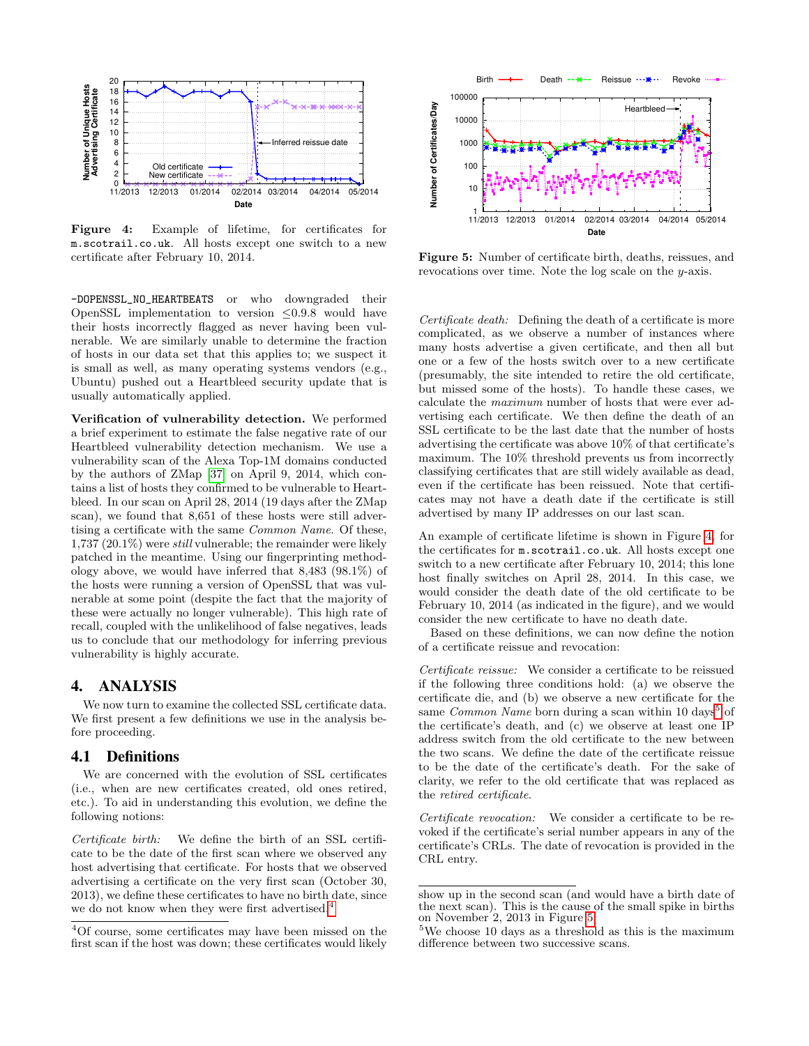**Figure 4:** Example of lifetime, for certificates for `m.scotrail.co.uk`. All hosts except one switch to a new certificate after February 10, 2014.

**Figure 5:** Number of certificate birth, deaths, reissues, and revocations over time. Note the log scale on the $y$-axis.

`-DOPENSSL_NO_HEARTBEATS` or who downgraded their OpenSSL implementation to version $\leq$0.9.8 would have their hosts incorrectly flagged as never having been vulnerable. We are similarly unable to determine the fraction of hosts in our data set that this applies to; we suspect it is small as well, as many operating systems vendors (e.g., Ubuntu) pushed out a Heartbleed security update that is usually automatically applied.

**Verification of vulnerability detection.** We performed a brief experiment to estimate the false negative rate of our Heartbleed vulnerability detection mechanism. We use a vulnerability scan of the Alexa Top-1M domains conducted by the authors of ZMap [37] on April 9, 2014, which contains a list of hosts they confirmed to be vulnerable to Heartbleed. In our scan on April 28, 2014 (19 days after the ZMap scan), we found that 8,651 of these hosts were still advertising a certificate with the same *Common Name*. Of these, 1,737 (20.1%) were *still* vulnerable; the remainder were likely patched in the meantime. Using our fingerprinting methodology above, we would have inferred that 8,483 (98.1%) of the hosts were running a version of OpenSSL that was vulnerable at some point (despite the fact that the majority of these were actually no longer vulnerable). This high rate of recall, coupled with the unlikelihood of false negatives, leads us to conclude that our methodology for inferring previous vulnerability is highly accurate.

# 4. ANALYSIS

We now turn to examine the collected SSL certificate data. We first present a few definitions we use in the analysis before proceeding.

## 4.1 Definitions

We are concerned with the evolution of SSL certificates (i.e., when are new certificates created, old ones retired, etc.). To aid in understanding this evolution, we define the following notions:

*Certificate birth:* We define the birth of an SSL certificate to be the date of the first scan where we observed any host advertising that certificate. For hosts that we observed advertising a certificate on the very first scan (October 30, 2013), we define these certificates to have no birth date, since we do not know when they were first advertised.[4]

*Certificate death:* Defining the death of a certificate is more complicated, as we observe a number of instances where many hosts advertise a given certificate, and then all but one or a few of the hosts switch over to a new certificate (presumably, the site intended to retire the old certificate, but missed some of the hosts). To handle these cases, we calculate the *maximum* number of hosts that were ever advertising each certificate. We then define the death of an SSL certificate to be the last date that the number of hosts advertising the certificate was above 10% of that certificate's maximum. The 10% threshold prevents us from incorrectly classifying certificates that are still widely available as dead, even if the certificate has been reissued. Note that certificates may not have a death date if the certificate is still advertised by many IP addresses on our last scan.

An example of certificate lifetime is shown in Figure 4, for the certificates for `m.scotrail.co.uk`. All hosts except one switch to a new certificate after February 10, 2014; this lone host finally switches on April 28, 2014. In this case, we would consider the death date of the old certificate to be February 10, 2014 (as indicated in the figure), and we would consider the new certificate to have no death date.

Based on these definitions, we can now define the notion of a certificate reissue and revocation:

*Certificate reissue:* We consider a certificate to be reissued if the following three conditions hold: (a) we observe the certificate die, and (b) we observe a new certificate for the same *Common Name* born during a scan within 10 days[5] of the certificate's death, and (c) we observe at least one IP address switch from the old certificate to the new between the two scans. We define the date of the certificate reissue to be the date of the certificate's death. For the sake of clarity, we refer to the old certificate that was replaced as the *retired certificate*.

*Certificate revocation:* We consider a certificate to be revoked if the certificate's serial number appears in any of the certificate's CRLs. The date of revocation is provided in the CRL entry.

[4] Of course, some certificates may have been missed on the first scan if the host was down; these certificates would likely show up in the second scan (and would have a birth date of the next scan). This is the cause of the small spike in births on November 2, 2013 in Figure 5.

[5] We choose 10 days as a threshold as this is the maximum difference between two successive scans.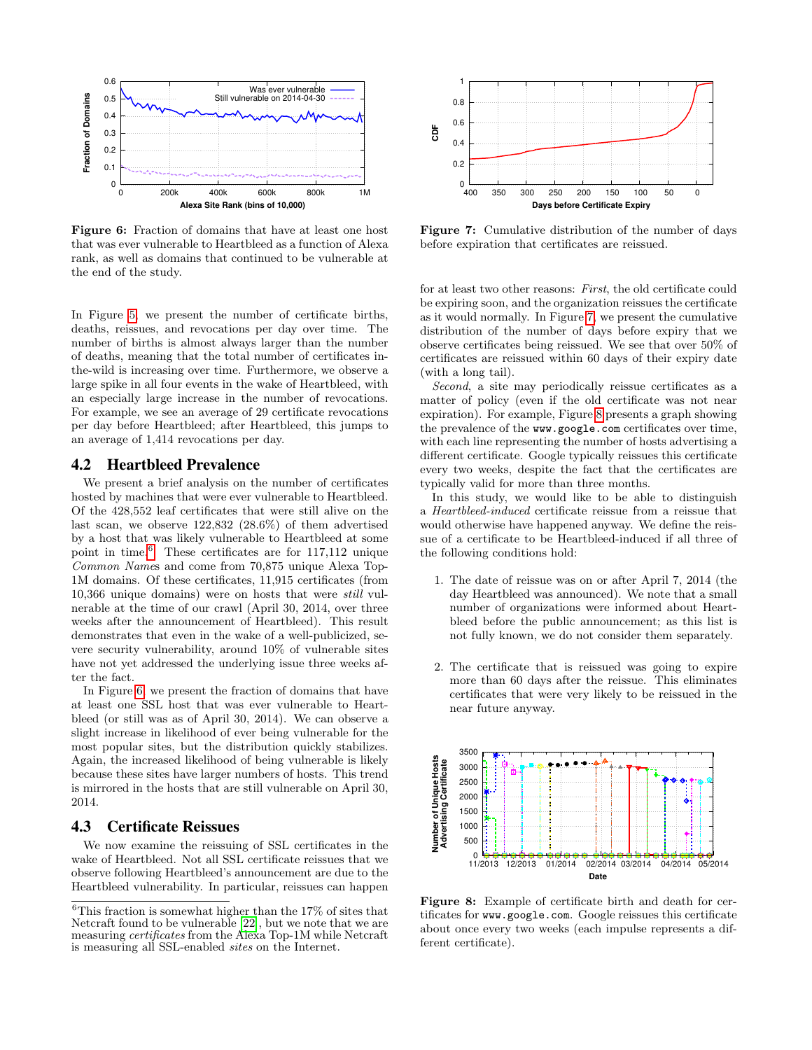Figure 6: Fraction of domains that have at least one host that was ever vulnerable to Heartbleed as a function of Alexa rank, as well as domains that continued to be vulnerable at the end of the study.

In Figure 5, we present the number of certificate births, deaths, reissues, and revocations per day over time. The number of births is almost always larger than the number of deaths, meaning that the total number of certificates in-the-wild is increasing over time. Furthermore, we observe a large spike in all four events in the wake of Heartbleed, with an especially large increase in the number of revocations. For example, we see an average of 29 certificate revocations per day before Heartbleed; after Heartbleed, this jumps to an average of 1,414 revocations per day.

## 4.2 Heartbleed Prevalence

We present a brief analysis on the number of certificates hosted by machines that were ever vulnerable to Heartbleed. Of the 428,552 leaf certificates that were still alive on the last scan, we observe 122,832 (28.6%) of them advertised by a host that was likely vulnerable to Heartbleed at some point in time.[6] These certificates are for 117,112 unique *Common Name*s and come from 70,875 unique Alexa Top-1M domains. Of these certificates, 11,915 certificates (from 10,366 unique domains) were on hosts that were *still* vulnerable at the time of our crawl (April 30, 2014, over three weeks after the announcement of Heartbleed). This result demonstrates that even in the wake of a well-publicized, severe security vulnerability, around 10% of vulnerable sites have not yet addressed the underlying issue three weeks after the fact.

In Figure 6, we present the fraction of domains that have at least one SSL host that was ever vulnerable to Heartbleed (or still was as of April 30, 2014). We can observe a slight increase in likelihood of ever being vulnerable for the most popular sites, but the distribution quickly stabilizes. Again, the increased likelihood of being vulnerable is likely because these sites have larger numbers of hosts. This trend is mirrored in the hosts that are still vulnerable on April 30, 2014.

## 4.3 Certificate Reissues

We now examine the reissuing of SSL certificates in the wake of Heartbleed. Not all SSL certificate reissues that we observe following Heartbleed's announcement are due to the Heartbleed vulnerability. In particular, reissues can happen

[6] This fraction is somewhat higher than the 17% of sites that Netcraft found to be vulnerable [22], but we note that we are measuring *certificates* from the Alexa Top-1M while Netcraft is measuring all SSL-enabled *sites* on the Internet.

Figure 7: Cumulative distribution of the number of days before expiration that certificates are reissued.

for at least two other reasons: *First*, the old certificate could be expiring soon, and the organization reissues the certificate as it would normally. In Figure 7, we present the cumulative distribution of the number of days before expiry that we observe certificates being reissued. We see that over 50% of certificates are reissued within 60 days of their expiry date (with a long tail).

*Second*, a site may periodically reissue certificates as a matter of policy (even if the old certificate was not near expiration). For example, Figure 8 presents a graph showing the prevalence of the `www.google.com` certificates over time, with each line representing the number of hosts advertising a different certificate. Google typically reissues this certificate every two weeks, despite the fact that the certificates are typically valid for more than three months.

In this study, we would like to be able to distinguish a *Heartbleed-induced* certificate reissue from a reissue that would otherwise have happened anyway. We define the reissue of a certificate to be Heartbleed-induced if all three of the following conditions hold:

1. The date of reissue was on or after April 7, 2014 (the day Heartbleed was announced). We note that a small number of organizations were informed about Heartbleed before the public announcement; as this list is not fully known, we do not consider them separately.

2. The certificate that is reissued was going to expire more than 60 days after the reissue. This eliminates certificates that were very likely to be reissued in the near future anyway.

Figure 8: Example of certificate birth and death for certificates for `www.google.com`. Google reissues this certificate about once every two weeks (each impulse represents a different certificate).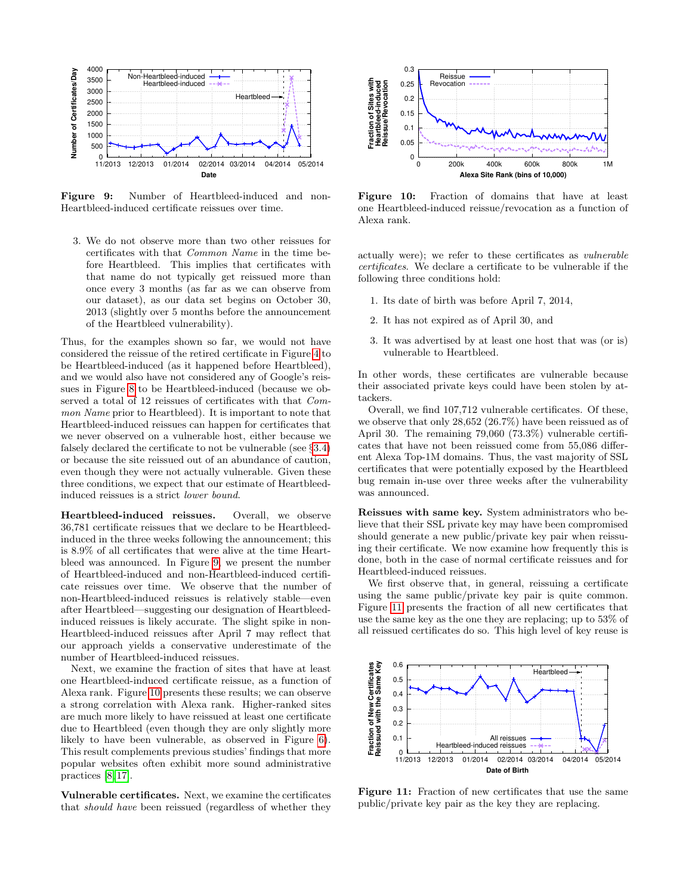Figure 9: Number of Heartbleed-induced and non-Heartbleed-induced certificate reissues over time.

Figure 10: Fraction of domains that have at least one Heartbleed-induced reissue/revocation as a function of Alexa rank.

3. We do not observe more than two other reissues for certificates with that *Common Name* in the time before Heartbleed. This implies that certificates with that name do not typically get reissued more than once every 3 months (as far as we can observe from our dataset), as our data set begins on October 30, 2013 (slightly over 5 months before the announcement of the Heartbleed vulnerability).

Thus, for the examples shown so far, we would not have considered the reissue of the retired certificate in Figure 4 to be Heartbleed-induced (as it happened before Heartbleed), and we would also have not considered any of Google's reissues in Figure 8 to be Heartbleed-induced (because we observed a total of 12 reissues of certificates with that *Common Name* prior to Heartbleed). It is important to note that Heartbleed-induced reissues can happen for certificates that we never observed on a vulnerable host, either because we falsely declared the certificate to not be vulnerable (see §3.4) or because the site reissued out of an abundance of caution, even though they were not actually vulnerable. Given these three conditions, we expect that our estimate of Heartbleed-induced reissues is a strict *lower bound*.

**Heartbleed-induced reissues.** Overall, we observe 36,781 certificate reissues that we declare to be Heartbleed-induced in the three weeks following the announcement; this is 8.9% of all certificates that were alive at the time Heartbleed was announced. In Figure 9, we present the number of Heartbleed-induced and non-Heartbleed-induced certificate reissues over time. We observe that the number of non-Heartbleed-induced reissues is relatively stable—even after Heartbleed—suggesting our designation of Heartbleed-induced reissues is likely accurate. The slight spike in non-Heartbleed-induced reissues after April 7 may reflect that our approach yields a conservative underestimate of the number of Heartbleed-induced reissues.

Next, we examine the fraction of sites that have at least one Heartbleed-induced certificate reissue, as a function of Alexa rank. Figure 10 presents these results; we can observe a strong correlation with Alexa rank. Higher-ranked sites are much more likely to have reissued at least one certificate due to Heartbleed (even though they are only slightly more likely to have been vulnerable, as observed in Figure 6). This result complements previous studies' findings that more popular websites often exhibit more sound administrative practices [8, 17].

**Vulnerable certificates.** Next, we examine the certificates that *should have* been reissued (regardless of whether they actually were); we refer to these certificates as *vulnerable certificates*. We declare a certificate to be vulnerable if the following three conditions hold:

1. Its date of birth was before April 7, 2014,
2. It has not expired as of April 30, and
3. It was advertised by at least one host that was (or is) vulnerable to Heartbleed.

In other words, these certificates are vulnerable because their associated private keys could have been stolen by attackers.

Overall, we find 107,712 vulnerable certificates. Of these, we observe that only 28,652 (26.7%) have been reissued as of April 30. The remaining 79,060 (73.3%) vulnerable certificates that have not been reissued come from 55,086 different Alexa Top-1M domains. Thus, the vast majority of SSL certificates that were potentially exposed by the Heartbleed bug remain in-use over three weeks after the vulnerability was announced.

**Reissues with same key.** System administrators who believe that their SSL private key may have been compromised should generate a new public/private key pair when reissuing their certificate. We now examine how frequently this is done, both in the case of normal certificate reissues and for Heartbleed-induced reissues.

We first observe that, in general, reissuing a certificate using the same public/private key pair is quite common. Figure 11 presents the fraction of all new certificates that use the same key as the one they are replacing; up to 53% of all reissued certificates do so. This high level of key reuse is

Figure 11: Fraction of new certificates that use the same public/private key pair as the key they are replacing.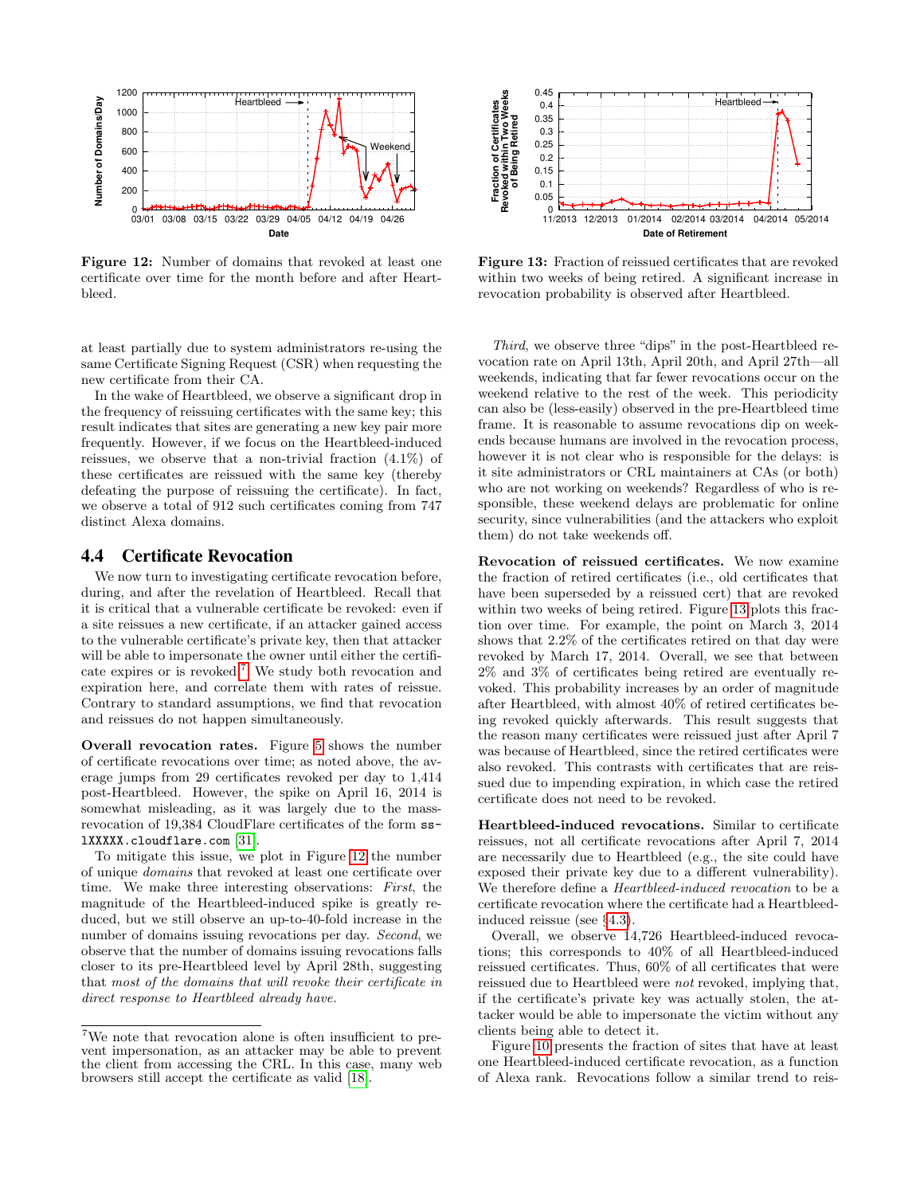Figure 12: Number of domains that revoked at least one certificate over time for the month before and after Heartbleed.

Figure 13: Fraction of reissued certificates that are revoked within two weeks of being retired. A significant increase in revocation probability is observed after Heartbleed.

at least partially due to system administrators re-using the same Certificate Signing Request (CSR) when requesting the new certificate from their CA.

In the wake of Heartbleed, we observe a significant drop in the frequency of reissuing certificates with the same key; this result indicates that sites are generating a new key pair more frequently. However, if we focus on the Heartbleed-induced reissues, we observe that a non-trivial fraction (4.1%) of these certificates are reissued with the same key (thereby defeating the purpose of reissuing the certificate). In fact, we observe a total of 912 such certificates coming from 747 distinct Alexa domains.

## 4.4 Certificate Revocation

We now turn to investigating certificate revocation before, during, and after the revelation of Heartbleed. Recall that it is critical that a vulnerable certificate be revoked: even if a site reissues a new certificate, if an attacker gained access to the vulnerable certificate's private key, then that attacker will be able to impersonate the owner until either the certificate expires or is revoked.[7] We study both revocation and expiration here, and correlate them with rates of reissue. Contrary to standard assumptions, we find that revocation and reissues do not happen simultaneously.

**Overall revocation rates.** Figure 5 shows the number of certificate revocations over time; as noted above, the average jumps from 29 certificates revoked per day to 1,414 post-Heartbleed. However, the spike on April 16, 2014 is somewhat misleading, as it was largely due to the mass-revocation of 19,384 CloudFlare certificates of the form `ssl XXXXX.cloudflare.com` [31].

To mitigate this issue, we plot in Figure 12 the number of unique *domains* that revoked at least one certificate over time. We make three interesting observations: *First*, the magnitude of the Heartbleed-induced spike is greatly reduced, but we still observe an up-to-40-fold increase in the number of domains issuing revocations per day. *Second*, we observe that the number of domains issuing revocations falls closer to its pre-Heartbleed level by April 28th, suggesting that *most of the domains that will revoke their certificate in direct response to Heartbleed already have.*

*Third*, we observe three "dips" in the post-Heartbleed revocation rate on April 13th, April 20th, and April 27th—all weekends, indicating that far fewer revocations occur on the weekend relative to the rest of the week. This periodicity can also be (less-easily) observed in the pre-Heartbleed time frame. It is reasonable to assume revocations dip on weekends because humans are involved in the revocation process, however it is not clear who is responsible for the delays: is it site administrators or CRL maintainers at CAs (or both) who are not working on weekends? Regardless of who is responsible, these weekend delays are problematic for online security, since vulnerabilities (and the attackers who exploit them) do not take weekends off.

**Revocation of reissued certificates.** We now examine the fraction of retired certificates (i.e., old certificates that have been superseded by a reissued cert) that are revoked within two weeks of being retired. Figure 13 plots this fraction over time. For example, the point on March 3, 2014 shows that 2.2% of the certificates retired on that day were revoked by March 17, 2014. Overall, we see that between 2% and 3% of certificates being retired are eventually revoked. This probability increases by an order of magnitude after Heartbleed, with almost 40% of retired certificates being revoked quickly afterwards. This result suggests that the reason many certificates were reissued just after April 7 was because of Heartbleed, since the retired certificates were also revoked. This contrasts with certificates that are reissued due to impending expiration, in which case the retired certificate does not need to be revoked.

**Heartbleed-induced revocations.** Similar to certificate reissues, not all certificate revocations after April 7, 2014 are necessarily due to Heartbleed (e.g., the site could have exposed their private key due to a different vulnerability). We therefore define a *Heartbleed-induced revocation* to be a certificate revocation where the certificate had a Heartbleed-induced reissue (see §4.3).

Overall, we observe 14,726 Heartbleed-induced revocations; this corresponds to 40% of all Heartbleed-induced reissued certificates. Thus, 60% of all certificates that were reissued due to Heartbleed were *not* revoked, implying that, if the certificate's private key was actually stolen, the attacker would be able to impersonate the victim without any clients being able to detect it.

Figure 10 presents the fraction of sites that have at least one Heartbleed-induced certificate revocation, as a function of Alexa rank. Revocations follow a similar trend to reis-

[7] We note that revocation alone is often insufficient to prevent impersonation, as an attacker may be able to prevent the client from accessing the CRL. In this case, many web browsers still accept the certificate as valid [18].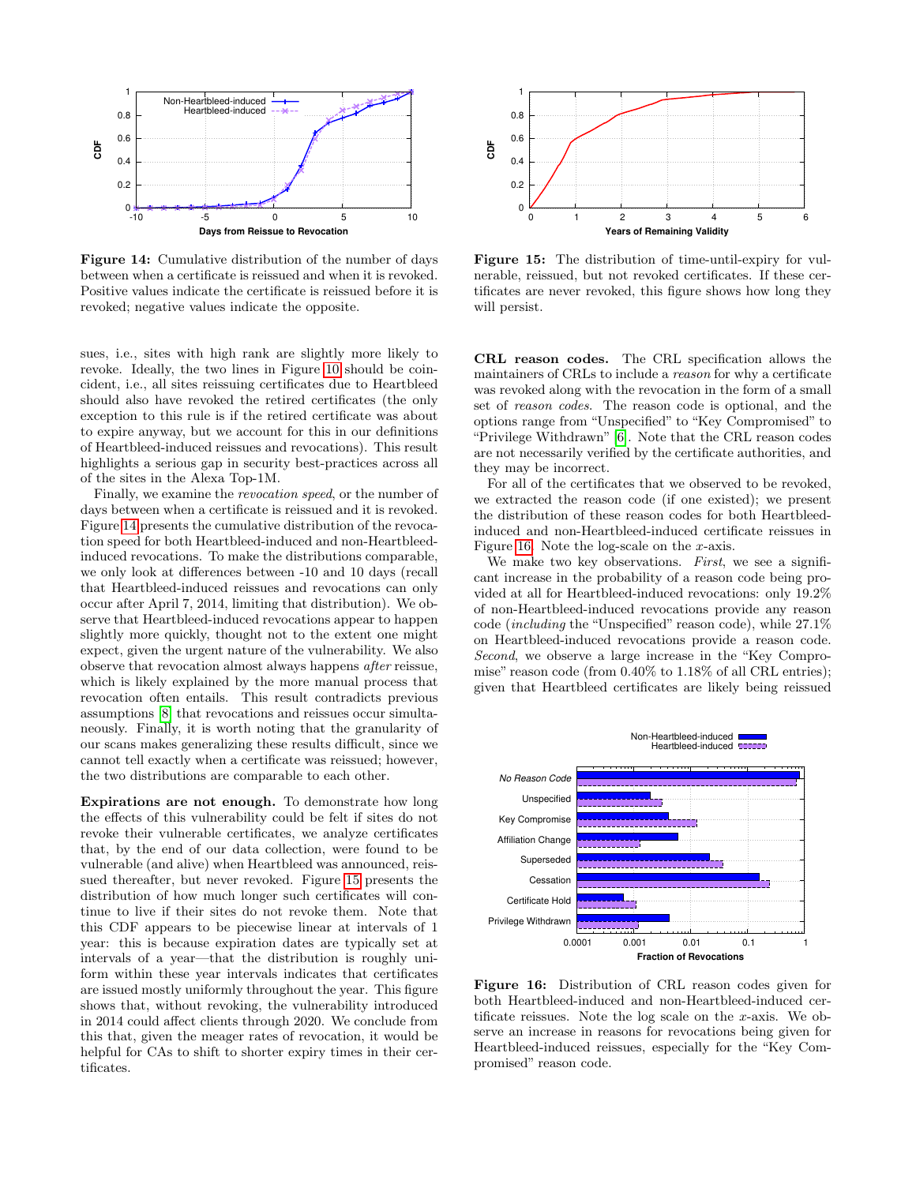Figure 14: Cumulative distribution of the number of days between when a certificate is reissued and when it is revoked. Positive values indicate the certificate is reissued before it is revoked; negative values indicate the opposite.

Figure 15: The distribution of time-until-expiry for vulnerable, reissued, but not revoked certificates. If these certificates are never revoked, this figure shows how long they will persist.

sues, i.e., sites with high rank are slightly more likely to revoke. Ideally, the two lines in Figure 10 should be coincident, i.e., all sites reissuing certificates due to Heartbleed should also have revoked the retired certificates (the only exception to this rule is if the retired certificate was about to expire anyway, but we account for this in our definitions of Heartbleed-induced reissues and revocations). This result highlights a serious gap in security best-practices across all of the sites in the Alexa Top-1M.

Finally, we examine the *revocation speed*, or the number of days between when a certificate is reissued and it is revoked. Figure 14 presents the cumulative distribution of the revocation speed for both Heartbleed-induced and non-Heartbleed-induced revocations. To make the distributions comparable, we only look at differences between -10 and 10 days (recall that Heartbleed-induced reissues and revocations can only occur after April 7, 2014, limiting that distribution). We observe that Heartbleed-induced revocations appear to happen slightly more quickly, thought not to the extent one might expect, given the urgent nature of the vulnerability. We also observe that revocation almost always happens *after* reissue, which is likely explained by the more manual process that revocation often entails. This result contradicts previous assumptions [8] that revocations and reissues occur simultaneously. Finally, it is worth noting that the granularity of our scans makes generalizing these results difficult, since we cannot tell exactly when a certificate was reissued; however, the two distributions are comparable to each other.

**Expirations are not enough.** To demonstrate how long the effects of this vulnerability could be felt if sites do not revoke their vulnerable certificates, we analyze certificates that, by the end of our data collection, were found to be vulnerable (and alive) when Heartbleed was announced, reissued thereafter, but never revoked. Figure 15 presents the distribution of how much longer such certificates will continue to live if their sites do not revoke them. Note that this CDF appears to be piecewise linear at intervals of 1 year: this is because expiration dates are typically set at intervals of a year—that the distribution is roughly uniform within these year intervals indicates that certificates are issued mostly uniformly throughout the year. This figure shows that, without revoking, the vulnerability introduced in 2014 could affect clients through 2020. We conclude from this that, given the meager rates of revocation, it would be helpful for CAs to shift to shorter expiry times in their certificates.

**CRL reason codes.** The CRL specification allows the maintainers of CRLs to include a *reason* for why a certificate was revoked along with the revocation in the form of a small set of *reason codes*. The reason code is optional, and the options range from "Unspecified" to "Key Compromised" to "Privilege Withdrawn" [6]. Note that the CRL reason codes are not necessarily verified by the certificate authorities, and they may be incorrect.

For all of the certificates that we observed to be revoked, we extracted the reason code (if one existed); we present the distribution of these reason codes for both Heartbleed-induced and non-Heartbleed-induced certificate reissues in Figure 16. Note the log-scale on the $x$-axis.

We make two key observations. *First*, we see a significant increase in the probability of a reason code being provided at all for Heartbleed-induced revocations: only 19.2% of non-Heartbleed-induced revocations provide any reason code (*including* the "Unspecified" reason code), while 27.1% on Heartbleed-induced revocations provide a reason code. *Second*, we observe a large increase in the "Key Compromise" reason code (from 0.40% to 1.18% of all CRL entries); given that Heartbleed certificates are likely being reissued

Figure 16: Distribution of CRL reason codes given for both Heartbleed-induced and non-Heartbleed-induced certificate reissues. Note the log scale on the $x$-axis. We observe an increase in reasons for revocations being given for Heartbleed-induced reissues, especially for the "Key Compromised" reason code.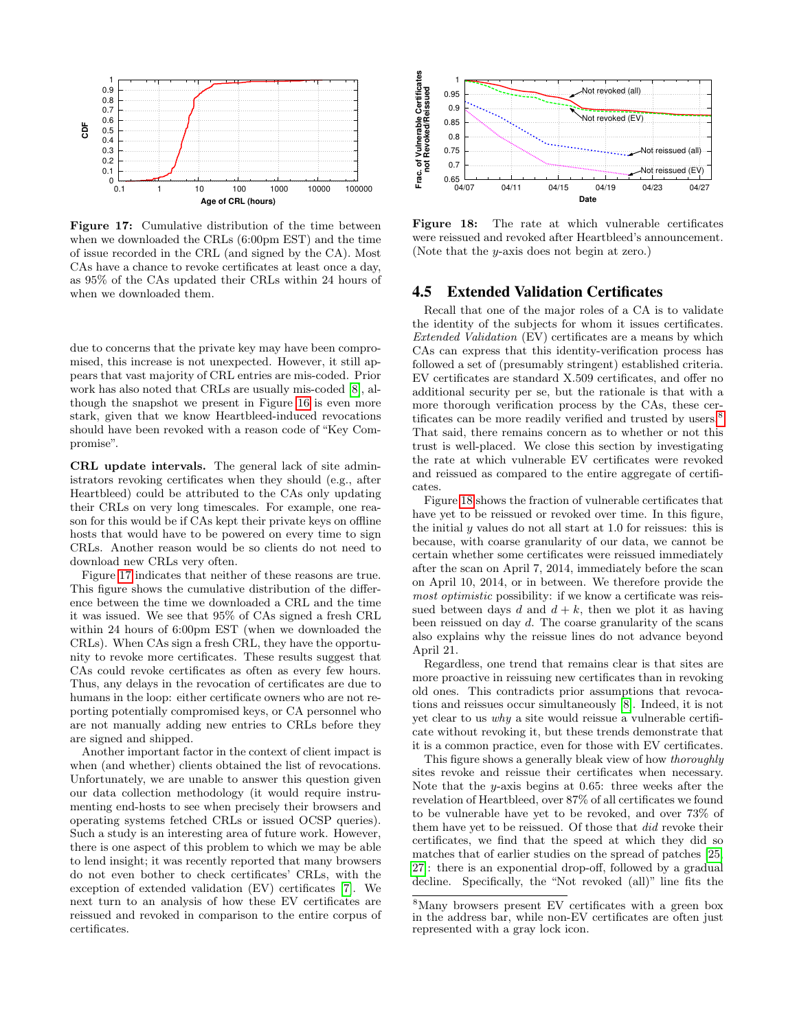Figure 17: Cumulative distribution of the time between when we downloaded the CRLs (6:00pm EST) and the time of issue recorded in the CRL (and signed by the CA). Most CAs have a chance to revoke certificates at least once a day, as 95% of the CAs updated their CRLs within 24 hours of when we downloaded them.

due to concerns that the private key may have been compromised, this increase is not unexpected. However, it still appears that vast majority of CRL entries are mis-coded. Prior work has also noted that CRLs are usually mis-coded [8], although the snapshot we present in Figure 16 is even more stark, given that we know Heartbleed-induced revocations should have been revoked with a reason code of "Key Compromise".

**CRL update intervals.** The general lack of site administrators revoking certificates when they should (e.g., after Heartbleed) could be attributed to the CAs only updating their CRLs on very long timescales. For example, one reason for this would be if CAs kept their private keys on offline hosts that would have to be powered on every time to sign CRLs. Another reason would be so clients do not need to download new CRLs very often.

Figure 17 indicates that neither of these reasons are true. This figure shows the cumulative distribution of the difference between the time we downloaded a CRL and the time it was issued. We see that 95% of CAs signed a fresh CRL within 24 hours of 6:00pm EST (when we downloaded the CRLs). When CAs sign a fresh CRL, they have the opportunity to revoke more certificates. These results suggest that CAs could revoke certificates as often as every few hours. Thus, any delays in the revocation of certificates are due to humans in the loop: either certificate owners who are not reporting potentially compromised keys, or CA personnel who are not manually adding new entries to CRLs before they are signed and shipped.

Another important factor in the context of client impact is when (and whether) clients obtained the list of revocations. Unfortunately, we are unable to answer this question given our data collection methodology (it would require instrumenting end-hosts to see when precisely their browsers and operating systems fetched CRLs or issued OCSP queries). Such a study is an interesting area of future work. However, there is one aspect of this problem to which we may be able to lend insight; it was recently reported that many browsers do not even bother to check certificates' CRLs, with the exception of extended validation (EV) certificates [7]. We next turn to an analysis of how these EV certificates are reissued and revoked in comparison to the entire corpus of certificates.

Figure 18: The rate at which vulnerable certificates were reissued and revoked after Heartbleed's announcement. (Note that the $y$-axis does not begin at zero.)

## 4.5 Extended Validation Certificates

Recall that one of the major roles of a CA is to validate the identity of the subjects for whom it issues certificates. *Extended Validation* (EV) certificates are a means by which CAs can express that this identity-verification process has followed a set of (presumably stringent) established criteria. EV certificates are standard X.509 certificates, and offer no additional security per se, but the rationale is that with a more thorough verification process by the CAs, these certificates can be more readily verified and trusted by users[8]. That said, there remains concern as to whether or not this trust is well-placed. We close this section by investigating the rate at which vulnerable EV certificates were revoked and reissued as compared to the entire aggregate of certificates.

Figure 18 shows the fraction of vulnerable certificates that have yet to be reissued or revoked over time. In this figure, the initial $y$ values do not all start at 1.0 for reissues: this is because, with coarse granularity of our data, we cannot be certain whether some certificates were reissued immediately after the scan on April 7, 2014, immediately before the scan on April 10, 2014, or in between. We therefore provide the *most optimistic* possibility: if we know a certificate was reissued between days $d$ and $d + k$, then we plot it as having been reissued on day $d$. The coarse granularity of the scans also explains why the reissue lines do not advance beyond April 21.

Regardless, one trend that remains clear is that sites are more proactive in reissuing new certificates than in revoking old ones. This contradicts prior assumptions that revocations and reissues occur simultaneously [8]. Indeed, it is not yet clear to us *why* a site would reissue a vulnerable certificate without revoking it, but these trends demonstrate that it is a common practice, even for those with EV certificates.

This figure shows a generally bleak view of how *thoroughly* sites revoke and reissue their certificates when necessary. Note that the $y$-axis begins at 0.65: three weeks after the revelation of Heartbleed, over 87% of all certificates we found to be vulnerable have yet to be revoked, and over 73% of them have yet to be reissued. Of those that *did* revoke their certificates, we find that the speed at which they did so matches that of earlier studies on the spread of patches [25, 27]: there is an exponential drop-off, followed by a gradual decline. Specifically, the "Not revoked (all)" line fits the

[8] Many browsers present EV certificates with a green box in the address bar, while non-EV certificates are often just represented with a gray lock icon.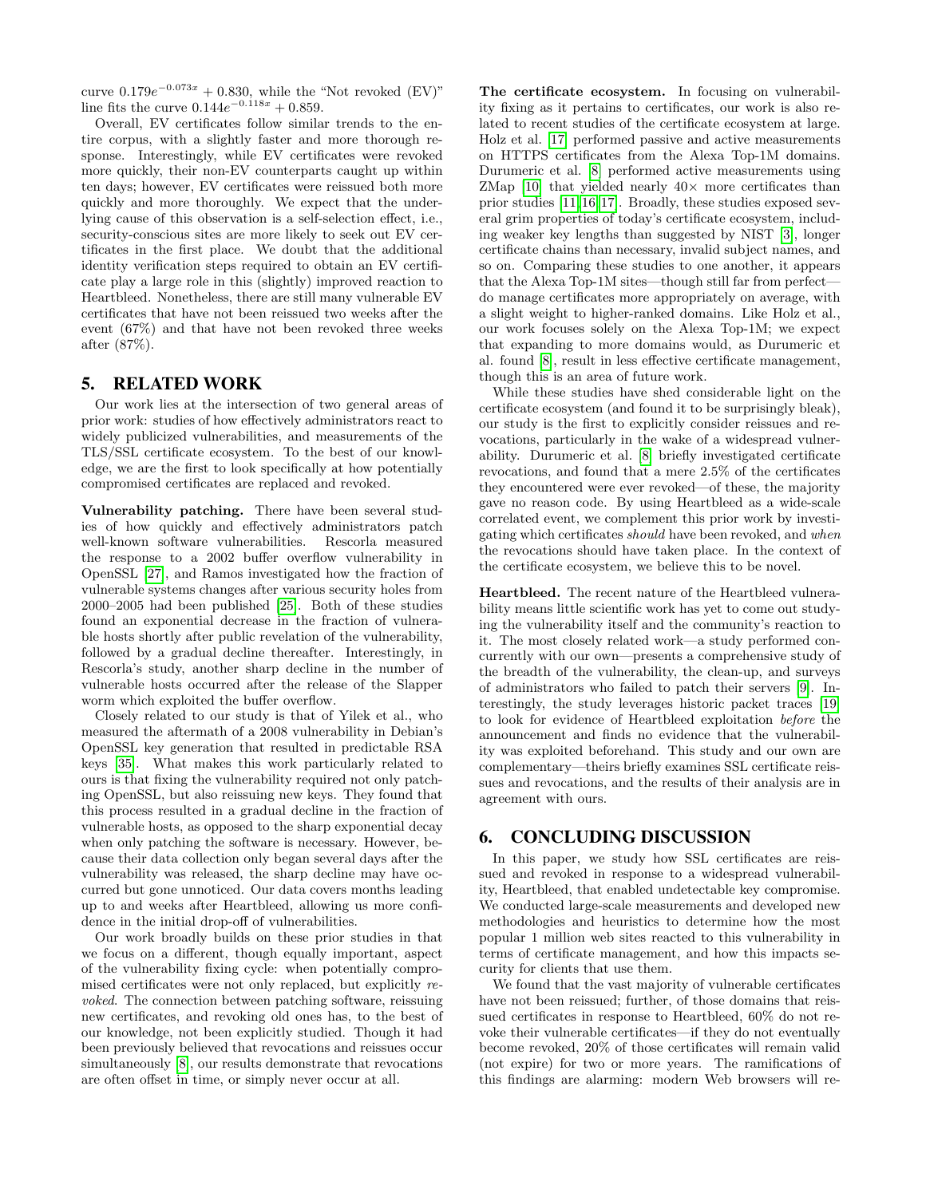curve $0.179e^{-0.073x} + 0.830$, while the "Not revoked (EV)" line fits the curve $0.144e^{-0.118x} + 0.859$.

Overall, EV certificates follow similar trends to the entire corpus, with a slightly faster and more thorough response. Interestingly, while EV certificates were revoked more quickly, their non-EV counterparts caught up within ten days; however, EV certificates were reissued both more quickly and more thoroughly. We expect that the underlying cause of this observation is a self-selection effect, i.e., security-conscious sites are more likely to seek out EV certificates in the first place. We doubt that the additional identity verification steps required to obtain an EV certificate play a large role in this (slightly) improved reaction to Heartbleed. Nonetheless, there are still many vulnerable EV certificates that have not been reissued two weeks after the event (67%) and that have not been revoked three weeks after (87%).

## 5. RELATED WORK

Our work lies at the intersection of two general areas of prior work: studies of how effectively administrators react to widely publicized vulnerabilities, and measurements of the TLS/SSL certificate ecosystem. To the best of our knowledge, we are the first to look specifically at how potentially compromised certificates are replaced and revoked.

**Vulnerability patching.** There have been several studies of how quickly and effectively administrators patch well-known software vulnerabilities. Rescorla measured the response to a 2002 buffer overflow vulnerability in OpenSSL [27], and Ramos investigated how the fraction of vulnerable systems changes after various security holes from 2000–2005 had been published [25]. Both of these studies found an exponential decrease in the fraction of vulnerable hosts shortly after public revelation of the vulnerability, followed by a gradual decline thereafter. Interestingly, in Rescorla's study, another sharp decline in the number of vulnerable hosts occurred after the release of the Slapper worm which exploited the buffer overflow.

Closely related to our study is that of Yilek et al., who measured the aftermath of a 2008 vulnerability in Debian's OpenSSL key generation that resulted in predictable RSA keys [35]. What makes this work particularly related to ours is that fixing the vulnerability required not only patching OpenSSL, but also reissuing new keys. They found that this process resulted in a gradual decline in the fraction of vulnerable hosts, as opposed to the sharp exponential decay when only patching the software is necessary. However, because their data collection only began several days after the vulnerability was released, the sharp decline may have occurred but gone unnoticed. Our data covers months leading up to and weeks after Heartbleed, allowing us more confidence in the initial drop-off of vulnerabilities.

Our work broadly builds on these prior studies in that we focus on a different, though equally important, aspect of the vulnerability fixing cycle: when potentially compromised certificates were not only replaced, but explicitly *revoked*. The connection between patching software, reissuing new certificates, and revoking old ones has, to the best of our knowledge, not been explicitly studied. Though it had been previously believed that revocations and reissues occur simultaneously [8], our results demonstrate that revocations are often offset in time, or simply never occur at all.

**The certificate ecosystem.** In focusing on vulnerability fixing as it pertains to certificates, our work is also related to recent studies of the certificate ecosystem at large. Holz et al. [17] performed passive and active measurements on HTTPS certificates from the Alexa Top-1M domains. Durumeric et al. [8] performed active measurements using ZMap [10] that yielded nearly 40× more certificates than prior studies [11,16,17]. Broadly, these studies exposed several grim properties of today's certificate ecosystem, including weaker key lengths than suggested by NIST [3], longer certificate chains than necessary, invalid subject names, and so on. Comparing these studies to one another, it appears that the Alexa Top-1M sites—though still far from perfect—do manage certificates more appropriately on average, with a slight weight to higher-ranked domains. Like Holz et al., our work focuses solely on the Alexa Top-1M; we expect that expanding to more domains would, as Durumeric et al. found [8], result in less effective certificate management, though this is an area of future work.

While these studies have shed considerable light on the certificate ecosystem (and found it to be surprisingly bleak), our study is the first to explicitly consider reissues and revocations, particularly in the wake of a widespread vulnerability. Durumeric et al. [8] briefly investigated certificate revocations, and found that a mere 2.5% of the certificates they encountered were ever revoked—of these, the majority gave no reason code. By using Heartbleed as a wide-scale correlated event, we complement this prior work by investigating which certificates *should* have been revoked, and *when* the revocations should have taken place. In the context of the certificate ecosystem, we believe this to be novel.

**Heartbleed.** The recent nature of the Heartbleed vulnerability means little scientific work has yet to come out studying the vulnerability itself and the community's reaction to it. The most closely related work—a study performed concurrently with our own—presents a comprehensive study of the breadth of the vulnerability, the clean-up, and surveys of administrators who failed to patch their servers [9]. Interestingly, the study leverages historic packet traces [19] to look for evidence of Heartbleed exploitation *before* the announcement and finds no evidence that the vulnerability was exploited beforehand. This study and our own are complementary—theirs briefly examines SSL certificate reissues and revocations, and the results of their analysis are in agreement with ours.

## 6. CONCLUDING DISCUSSION

In this paper, we study how SSL certificates are reissued and revoked in response to a widespread vulnerability, Heartbleed, that enabled undetectable key compromise. We conducted large-scale measurements and developed new methodologies and heuristics to determine how the most popular 1 million web sites reacted to this vulnerability in terms of certificate management, and how this impacts security for clients that use them.

We found that the vast majority of vulnerable certificates have not been reissued; further, of those domains that reissued certificates in response to Heartbleed, 60% do not revoke their vulnerable certificates—if they do not eventually become revoked, 20% of those certificates will remain valid (not expire) for two or more years. The ramifications of this findings are alarming: modern Web browsers will re-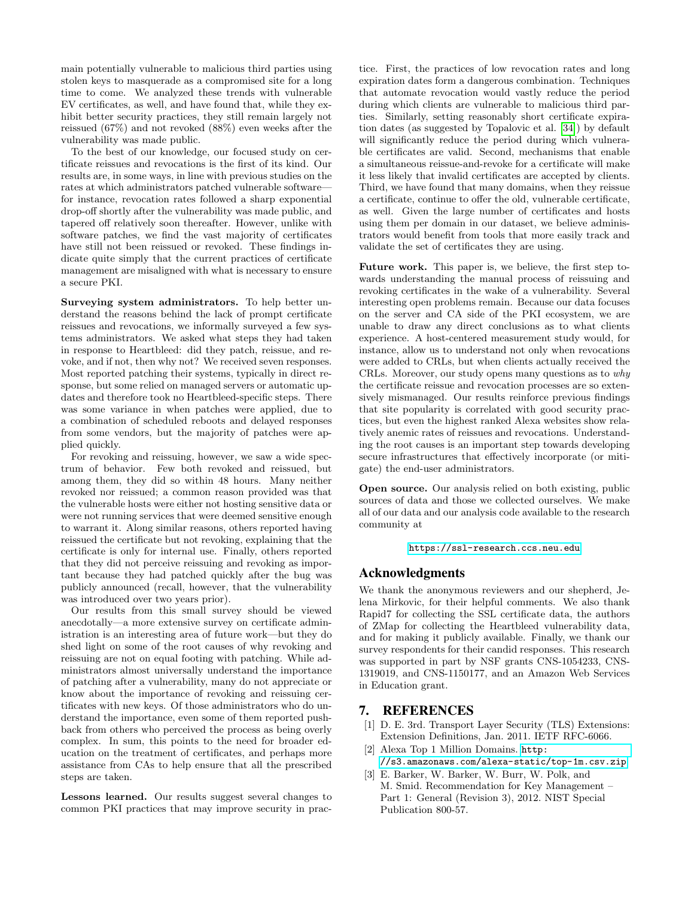main potentially vulnerable to malicious third parties using stolen keys to masquerade as a compromised site for a long time to come. We analyzed these trends with vulnerable EV certificates, as well, and have found that, while they exhibit better security practices, they still remain largely not reissued (67%) and not revoked (88%) even weeks after the vulnerability was made public.

To the best of our knowledge, our focused study on certificate reissues and revocations is the first of its kind. Our results are, in some ways, in line with previous studies on the rates at which administrators patched vulnerable software—for instance, revocation rates followed a sharp exponential drop-off shortly after the vulnerability was made public, and tapered off relatively soon thereafter. However, unlike with software patches, we find the vast majority of certificates have still not been reissued or revoked. These findings indicate quite simply that the current practices of certificate management are misaligned with what is necessary to ensure a secure PKI.

**Surveying system administrators.** To help better understand the reasons behind the lack of prompt certificate reissues and revocations, we informally surveyed a few systems administrators. We asked what steps they had taken in response to Heartbleed: did they patch, reissue, and revoke, and if not, then why not? We received seven responses. Most reported patching their systems, typically in direct response, but some relied on managed servers or automatic updates and therefore took no Heartbleed-specific steps. There was some variance in when patches were applied, due to a combination of scheduled reboots and delayed responses from some vendors, but the majority of patches were applied quickly.

For revoking and reissuing, however, we saw a wide spectrum of behavior. Few both revoked and reissued, but among them, they did so within 48 hours. Many neither revoked nor reissued; a common reason provided was that the vulnerable hosts were either not hosting sensitive data or were not running services that were deemed sensitive enough to warrant it. Along similar reasons, others reported having reissued the certificate but not revoking, explaining that the certificate is only for internal use. Finally, others reported that they did not perceive reissuing and revoking as important because they had patched quickly after the bug was publicly announced (recall, however, that the vulnerability was introduced over two years prior).

Our results from this small survey should be viewed anecdotally—a more extensive survey on certificate administration is an interesting area of future work—but they do shed light on some of the root causes of why revoking and reissuing are not on equal footing with patching. While administrators almost universally understand the importance of patching after a vulnerability, many do not appreciate or know about the importance of revoking and reissuing certificates with new keys. Of those administrators who do understand the importance, even some of them reported pushback from others who perceived the process as being overly complex. In sum, this points to the need for broader education on the treatment of certificates, and perhaps more assistance from CAs to help ensure that all the prescribed steps are taken.

**Lessons learned.** Our results suggest several changes to common PKI practices that may improve security in practice. First, the practices of low revocation rates and long expiration dates form a dangerous combination. Techniques that automate revocation would vastly reduce the period during which clients are vulnerable to malicious third parties. Similarly, setting reasonably short certificate expiration dates (as suggested by Topalovic et al. [34]) by default will significantly reduce the period during which vulnerable certificates are valid. Second, mechanisms that enable a simultaneous reissue-and-revoke for a certificate will make it less likely that invalid certificates are accepted by clients. Third, we have found that many domains, when they reissue a certificate, continue to offer the old, vulnerable certificate, as well. Given the large number of certificates and hosts using them per domain in our dataset, we believe administrators would benefit from tools that more easily track and validate the set of certificates they are using.

**Future work.** This paper is, we believe, the first step towards understanding the manual process of reissuing and revoking certificates in the wake of a vulnerability. Several interesting open problems remain. Because our data focuses on the server and CA side of the PKI ecosystem, we are unable to draw any direct conclusions as to what clients experience. A host-centered measurement study would, for instance, allow us to understand not only when revocations were added to CRLs, but when clients actually received the CRLs. Moreover, our study opens many questions as to *why* the certificate reissue and revocation processes are so extensively mismanaged. Our results reinforce previous findings that site popularity is correlated with good security practices, but even the highest ranked Alexa websites show relatively anemic rates of reissues and revocations. Understanding the root causes is an important step towards developing secure infrastructures that effectively incorporate (or mitigate) the end-user administrators.

**Open source.** Our analysis relied on both existing, public sources of data and those we collected ourselves. We make all of our data and our analysis code available to the research community at

https://ssl-research.ccs.neu.edu

## Acknowledgments

We thank the anonymous reviewers and our shepherd, Jelena Mirkovic, for their helpful comments. We also thank Rapid7 for collecting the SSL certificate data, the authors of ZMap for collecting the Heartbleed vulnerability data, and for making it publicly available. Finally, we thank our survey respondents for their candid responses. This research was supported in part by NSF grants CNS-1054233, CNS-1319019, and CNS-1150177, and an Amazon Web Services in Education grant.

## 7. REFERENCES

[1] D. E. 3rd. Transport Layer Security (TLS) Extensions: Extension Definitions, Jan. 2011. IETF RFC-6066.

[2] Alexa Top 1 Million Domains. http://s3.amazonaws.com/alexa-static/top-1m.csv.zip.

[3] E. Barker, W. Barker, W. Burr, W. Polk, and M. Smid. Recommendation for Key Management – Part 1: General (Revision 3), 2012. NIST Special Publication 800-57.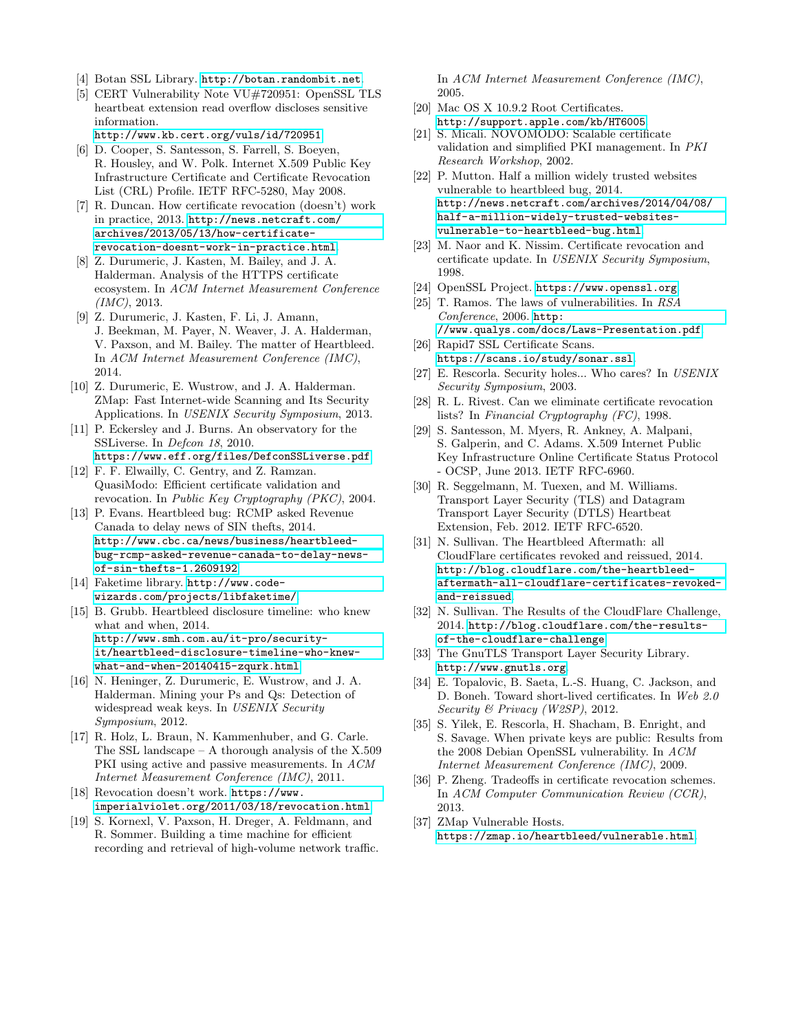[4] Botan SSL Library. http://botan.randombit.net

[5] CERT Vulnerability Note VU#720951: OpenSSL TLS heartbeat extension read overflow discloses sensitive information. http://www.kb.cert.org/vuls/id/720951

[6] D. Cooper, S. Santesson, S. Farrell, S. Boeyen, R. Housley, and W. Polk. Internet X.509 Public Key Infrastructure Certificate and Certificate Revocation List (CRL) Profile. IETF RFC-5280, May 2008.

[7] R. Duncan. How certificate revocation (doesn't) work in practice, 2013. http://news.netcraft.com/archives/2013/05/13/how-certificate-revocation-doesnt-work-in-practice.html

[8] Z. Durumeric, J. Kasten, M. Bailey, and J. A. Halderman. Analysis of the HTTPS certificate ecosystem. In *ACM Internet Measurement Conference (IMC)*, 2013.

[9] Z. Durumeric, J. Kasten, F. Li, J. Amann, J. Beekman, M. Payer, N. Weaver, J. A. Halderman, V. Paxson, and M. Bailey. The matter of Heartbleed. In *ACM Internet Measurement Conference (IMC)*, 2014.

[10] Z. Durumeric, E. Wustrow, and J. A. Halderman. ZMap: Fast Internet-wide Scanning and Its Security Applications. In *USENIX Security Symposium*, 2013.

[11] P. Eckersley and J. Burns. An observatory for the SSLiverse. In *Defcon 18*, 2010. https://www.eff.org/files/DefconSSLiverse.pdf

[12] F. F. Elwailly, C. Gentry, and Z. Ramzan. QuasiModo: Efficient certificate validation and revocation. In *Public Key Cryptography (PKC)*, 2004.

[13] P. Evans. Heartbleed bug: RCMP asked Revenue Canada to delay news of SIN thefts, 2014. http://www.cbc.ca/news/business/heartbleed-bug-rcmp-asked-revenue-canada-to-delay-news-of-sin-thefts-1.2609192

[14] Faketime library. http://www.code-wizards.com/projects/libfaketime/

[15] B. Grubb. Heartbleed disclosure timeline: who knew what and when, 2014. http://www.smh.com.au/it-pro/security-it/heartbleed-disclosure-timeline-who-knew-what-and-when-20140415-zqurk.html

[16] N. Heninger, Z. Durumeric, E. Wustrow, and J. A. Halderman. Mining your Ps and Qs: Detection of widespread weak keys. In *USENIX Security Symposium*, 2012.

[17] R. Holz, L. Braun, N. Kammenhuber, and G. Carle. The SSL landscape – A thorough analysis of the X.509 PKI using active and passive measurements. In *ACM Internet Measurement Conference (IMC)*, 2011.

[18] Revocation doesn't work. https://www.imperialviolet.org/2011/03/18/revocation.html

[19] S. Kornexl, V. Paxson, H. Dreger, A. Feldmann, and R. Sommer. Building a time machine for efficient recording and retrieval of high-volume network traffic. In *ACM Internet Measurement Conference (IMC)*, 2005.

[20] Mac OS X 10.9.2 Root Certificates. http://support.apple.com/kb/HT6005

[21] S. Micali. NOVOMODO: Scalable certificate validation and simplified PKI management. In *PKI Research Workshop*, 2002.

[22] P. Mutton. Half a million widely trusted websites vulnerable to heartbleed bug, 2014. http://news.netcraft.com/archives/2014/04/08/half-a-million-widely-trusted-websites-vulnerable-to-heartbleed-bug.html

[23] M. Naor and K. Nissim. Certificate revocation and certificate update. In *USENIX Security Symposium*, 1998.

[24] OpenSSL Project. https://www.openssl.org

[25] T. Ramos. The laws of vulnerabilities. In *RSA Conference*, 2006. http://www.qualys.com/docs/Laws-Presentation.pdf

[26] Rapid7 SSL Certificate Scans. https://scans.io/study/sonar.ssl

[27] E. Rescorla. Security holes... Who cares? In *USENIX Security Symposium*, 2003.

[28] R. L. Rivest. Can we eliminate certificate revocation lists? In *Financial Cryptography (FC)*, 1998.

[29] S. Santesson, M. Myers, R. Ankney, A. Malpani, S. Galperin, and C. Adams. X.509 Internet Public Key Infrastructure Online Certificate Status Protocol - OCSP, June 2013. IETF RFC-6960.

[30] R. Seggelmann, M. Tuexen, and M. Williams. Transport Layer Security (TLS) and Datagram Transport Layer Security (DTLS) Heartbeat Extension, Feb. 2012. IETF RFC-6520.

[31] N. Sullivan. The Heartbleed Aftermath: all CloudFlare certificates revoked and reissued, 2014. http://blog.cloudflare.com/the-heartbleed-aftermath-all-cloudflare-certificates-revoked-and-reissued

[32] N. Sullivan. The Results of the CloudFlare Challenge, 2014. http://blog.cloudflare.com/the-results-of-the-cloudflare-challenge

[33] The GnuTLS Transport Layer Security Library. http://www.gnutls.org

[34] E. Topalovic, B. Saeta, L.-S. Huang, C. Jackson, and D. Boneh. Toward short-lived certificates. In *Web 2.0 Security & Privacy (W2SP)*, 2012.

[35] S. Yilek, E. Rescorla, H. Shacham, B. Enright, and S. Savage. When private keys are public: Results from the 2008 Debian OpenSSL vulnerability. In *ACM Internet Measurement Conference (IMC)*, 2009.

[36] P. Zheng. Tradeoffs in certificate revocation schemes. In *ACM Computer Communication Review (CCR)*, 2013.

[37] ZMap Vulnerable Hosts. https://zmap.io/heartbleed/vulnerable.html